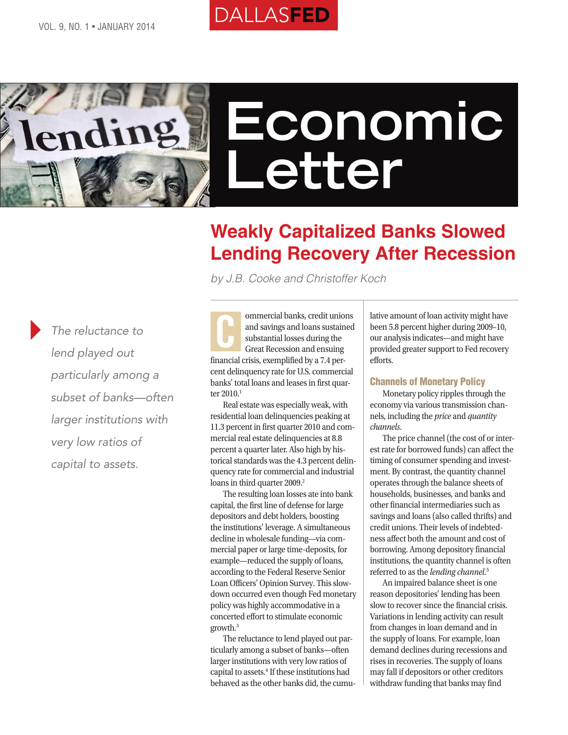# Economic Letter

## Weakly Capitalized Banks Slowed Lending Recovery After Recession

*by J.B. Cooke and Christoffer Koch*

*The reluctance to lend played out particularly among a subset of banks—often larger institutions with very low ratios of capital to assets.*

Commercial banks, credit unions and savings and loans sustained substantial losses during the Great Recession and ensuing financial crisis, exemplified by a 7.4 percent delinquency rate for U.S. commercial banks' total loans and leases in first quarter 2010.[1]

Real estate was especially weak, with residential loan delinquencies peaking at 11.3 percent in first quarter 2010 and commercial real estate delinquencies at 8.8 percent a quarter later. Also high by historical standards was the 4.3 percent delinquency rate for commercial and industrial loans in third quarter 2009.[2]

The resulting loan losses ate into bank capital, the first line of defense for large depositors and debt holders, boosting the institutions' leverage. A simultaneous decline in wholesale funding—via commercial paper or large time-deposits, for example—reduced the supply of loans, according to the Federal Reserve Senior Loan Officers' Opinion Survey. This slowdown occurred even though Fed monetary policy was highly accommodative in a concerted effort to stimulate economic growth.[3]

The reluctance to lend played out particularly among a subset of banks—often larger institutions with very low ratios of capital to assets.[4] If these institutions had behaved as the other banks did, the cumulative amount of loan activity might have been 5.8 percent higher during 2009–10, our analysis indicates—and might have provided greater support to Fed recovery efforts.

### Channels of Monetary Policy

Monetary policy ripples through the economy via various transmission channels, including the *price* and *quantity channels*.

The price channel (the cost of or interest rate for borrowed funds) can affect the timing of consumer spending and investment. By contrast, the quantity channel operates through the balance sheets of households, businesses, and banks and other financial intermediaries such as savings and loans (also called thrifts) and credit unions. Their levels of indebtedness affect both the amount and cost of borrowing. Among depository financial institutions, the quantity channel is often referred to as the *lending channel*.[5]

An impaired balance sheet is one reason depositories' lending has been slow to recover since the financial crisis. Variations in lending activity can result from changes in loan demand and in the supply of loans. For example, loan demand declines during recessions and rises in recoveries. The supply of loans may fall if depositors or other creditors withdraw funding that banks may find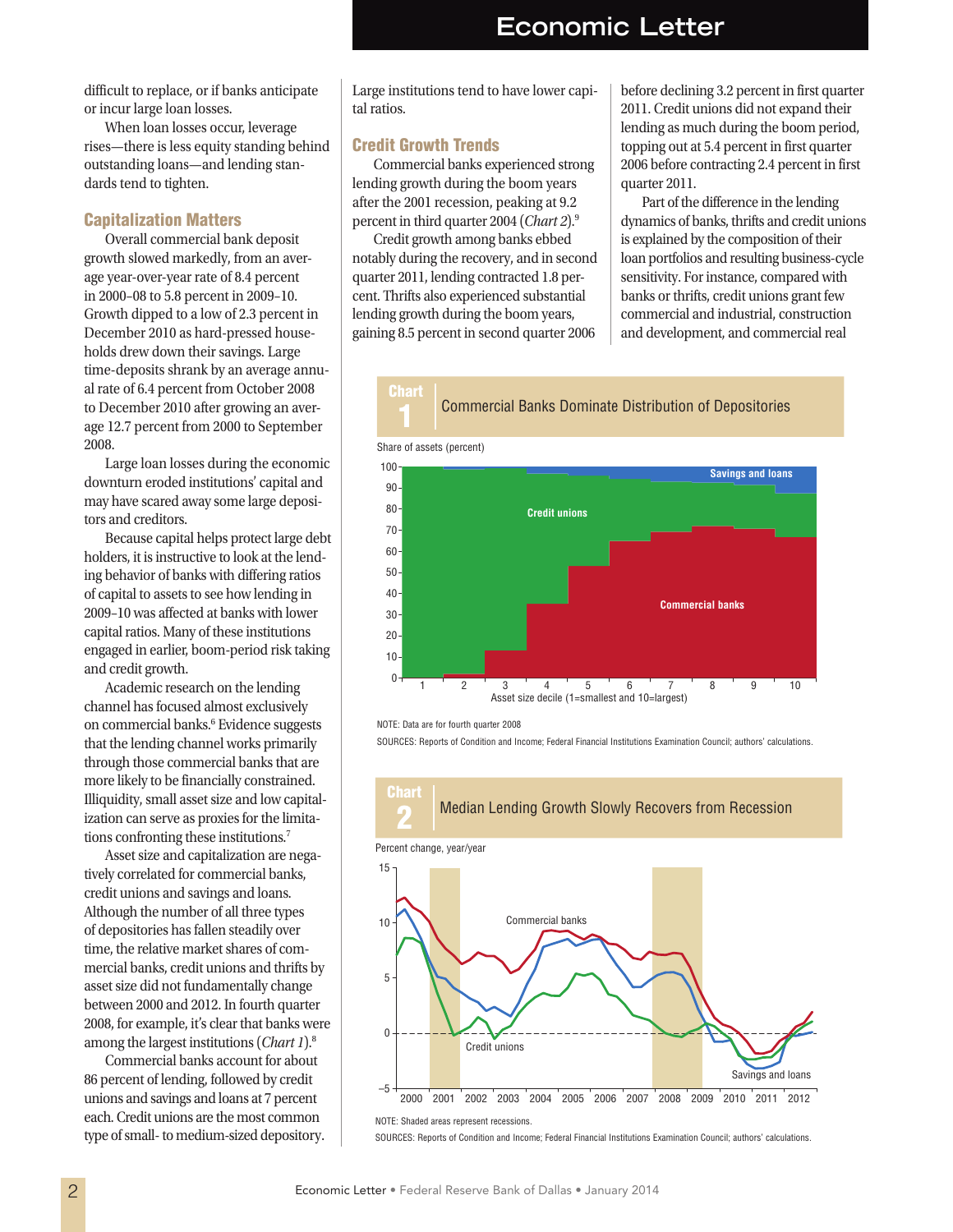difficult to replace, or if banks anticipate or incur large loan losses.

When loan losses occur, leverage rises—there is less equity standing behind outstanding loans—and lending standards tend to tighten.

## Capitalization Matters

Overall commercial bank deposit growth slowed markedly, from an average year-over-year rate of 8.4 percent in 2000–08 to 5.8 percent in 2009–10. Growth dipped to a low of 2.3 percent in December 2010 as hard-pressed households drew down their savings. Large time-deposits shrank by an average annual rate of 6.4 percent from October 2008 to December 2010 after growing an average 12.7 percent from 2000 to September 2008.

Large loan losses during the economic downturn eroded institutions' capital and may have scared away some large depositors and creditors.

Because capital helps protect large debt holders, it is instructive to look at the lending behavior of banks with differing ratios of capital to assets to see how lending in 2009–10 was affected at banks with lower capital ratios. Many of these institutions engaged in earlier, boom-period risk taking and credit growth.

Academic research on the lending channel has focused almost exclusively on commercial banks.[6] Evidence suggests that the lending channel works primarily through those commercial banks that are more likely to be financially constrained. Illiquidity, small asset size and low capitalization can serve as proxies for the limitations confronting these institutions.[7]

Asset size and capitalization are negatively correlated for commercial banks, credit unions and savings and loans. Although the number of all three types of depositories has fallen steadily over time, the relative market shares of commercial banks, credit unions and thrifts by asset size did not fundamentally change between 2000 and 2012. In fourth quarter 2008, for example, it's clear that banks were among the largest institutions (*Chart 1*).[8]

Commercial banks account for about 86 percent of lending, followed by credit unions and savings and loans at 7 percent each. Credit unions are the most common type of small- to medium-sized depository. Large institutions tend to have lower capital ratios.

## Credit Growth Trends

Commercial banks experienced strong lending growth during the boom years after the 2001 recession, peaking at 9.2 percent in third quarter 2004 (*Chart 2*).[9]

Credit growth among banks ebbed notably during the recovery, and in second quarter 2011, lending contracted 1.8 percent. Thrifts also experienced substantial lending growth during the boom years, gaining 8.5 percent in second quarter 2006 before declining 3.2 percent in first quarter 2011. Credit unions did not expand their lending as much during the boom period, topping out at 5.4 percent in first quarter 2006 before contracting 2.4 percent in first quarter 2011.

Part of the difference in the lending dynamics of banks, thrifts and credit unions is explained by the composition of their loan portfolios and resulting business-cycle sensitivity. For instance, compared with banks or thrifts, credit unions grant few commercial and industrial, construction and development, and commercial real

**Chart 1 Commercial Banks Dominate Distribution of Depositories**

NOTE: Data are for fourth quarter 2008

SOURCES: Reports of Condition and Income; Federal Financial Institutions Examination Council; authors' calculations.

**Chart 2 Median Lending Growth Slowly Recovers from Recession**

NOTE: Shaded areas represent recessions.

SOURCES: Reports of Condition and Income; Federal Financial Institutions Examination Council; authors' calculations.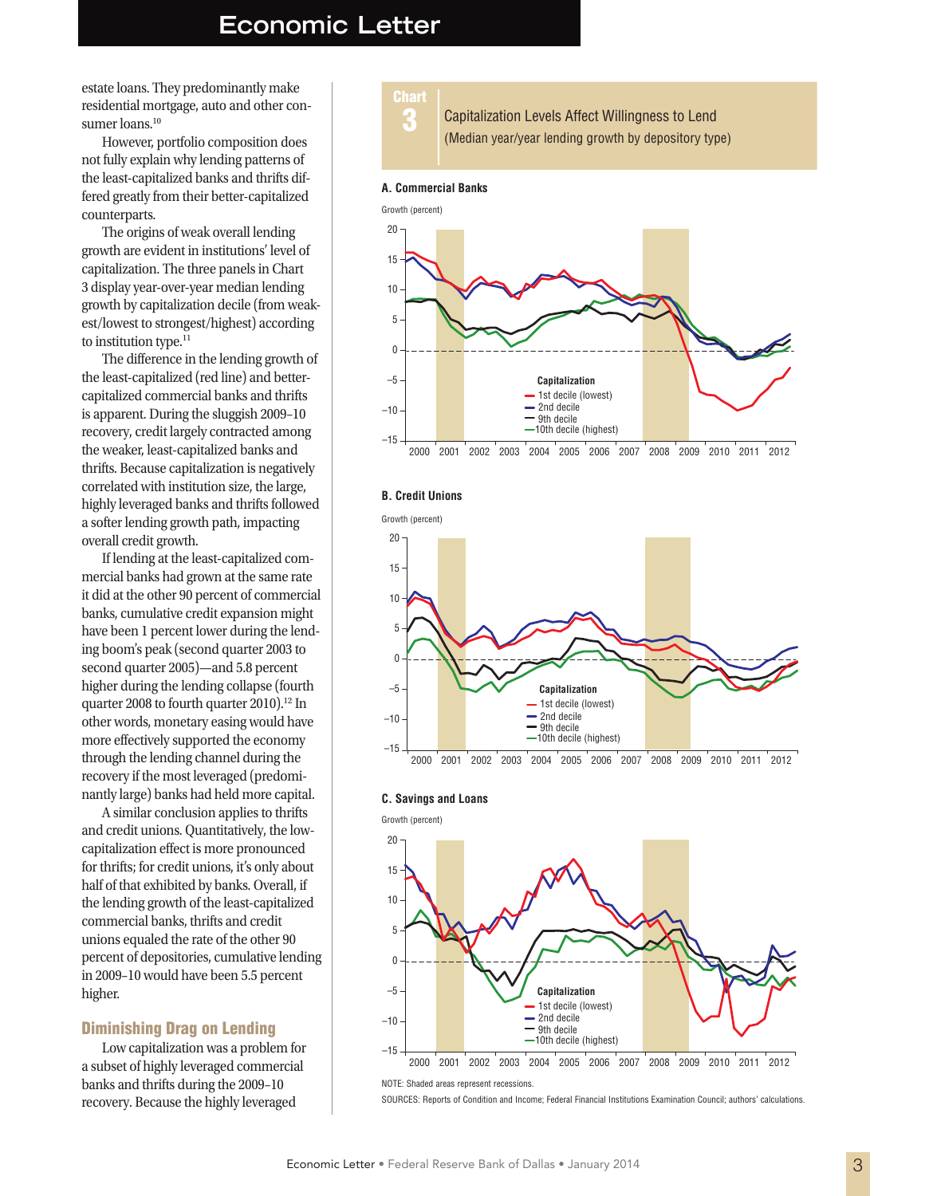estate loans. They predominantly make residential mortgage, auto and other consumer loans.[10]

However, portfolio composition does not fully explain why lending patterns of the least-capitalized banks and thrifts differed greatly from their better-capitalized counterparts.

The origins of weak overall lending growth are evident in institutions' level of capitalization. The three panels in Chart 3 display year-over-year median lending growth by capitalization decile (from weakest/lowest to strongest/highest) according to institution type.[11]

The difference in the lending growth of the least-capitalized (red line) and better-capitalized commercial banks and thrifts is apparent. During the sluggish 2009–10 recovery, credit largely contracted among the weaker, least-capitalized banks and thrifts. Because capitalization is negatively correlated with institution size, the large, highly leveraged banks and thrifts followed a softer lending growth path, impacting overall credit growth.

If lending at the least-capitalized commercial banks had grown at the same rate it did at the other 90 percent of commercial banks, cumulative credit expansion might have been 1 percent lower during the lending boom's peak (second quarter 2003 to second quarter 2005)—and 5.8 percent higher during the lending collapse (fourth quarter 2008 to fourth quarter 2010).[12] In other words, monetary easing would have more effectively supported the economy through the lending channel during the recovery if the most leveraged (predominantly large) banks had held more capital.

A similar conclusion applies to thrifts and credit unions. Quantitatively, the low-capitalization effect is more pronounced for thrifts; for credit unions, it's only about half of that exhibited by banks. Overall, if the lending growth of the least-capitalized commercial banks, thrifts and credit unions equaled the rate of the other 90 percent of depositories, cumulative lending in 2009–10 would have been 5.5 percent higher.

## Diminishing Drag on Lending

Low capitalization was a problem for a subset of highly leveraged commercial banks and thrifts during the 2009–10 recovery. Because the highly leveraged

**Chart 3**
Capitalization Levels Affect Willingness to Lend
(Median year/year lending growth by depository type)

A. Commercial Banks

B. Credit Unions

C. Savings and Loans

NOTE: Shaded areas represent recessions.

SOURCES: Reports of Condition and Income; Federal Financial Institutions Examination Council; authors' calculations.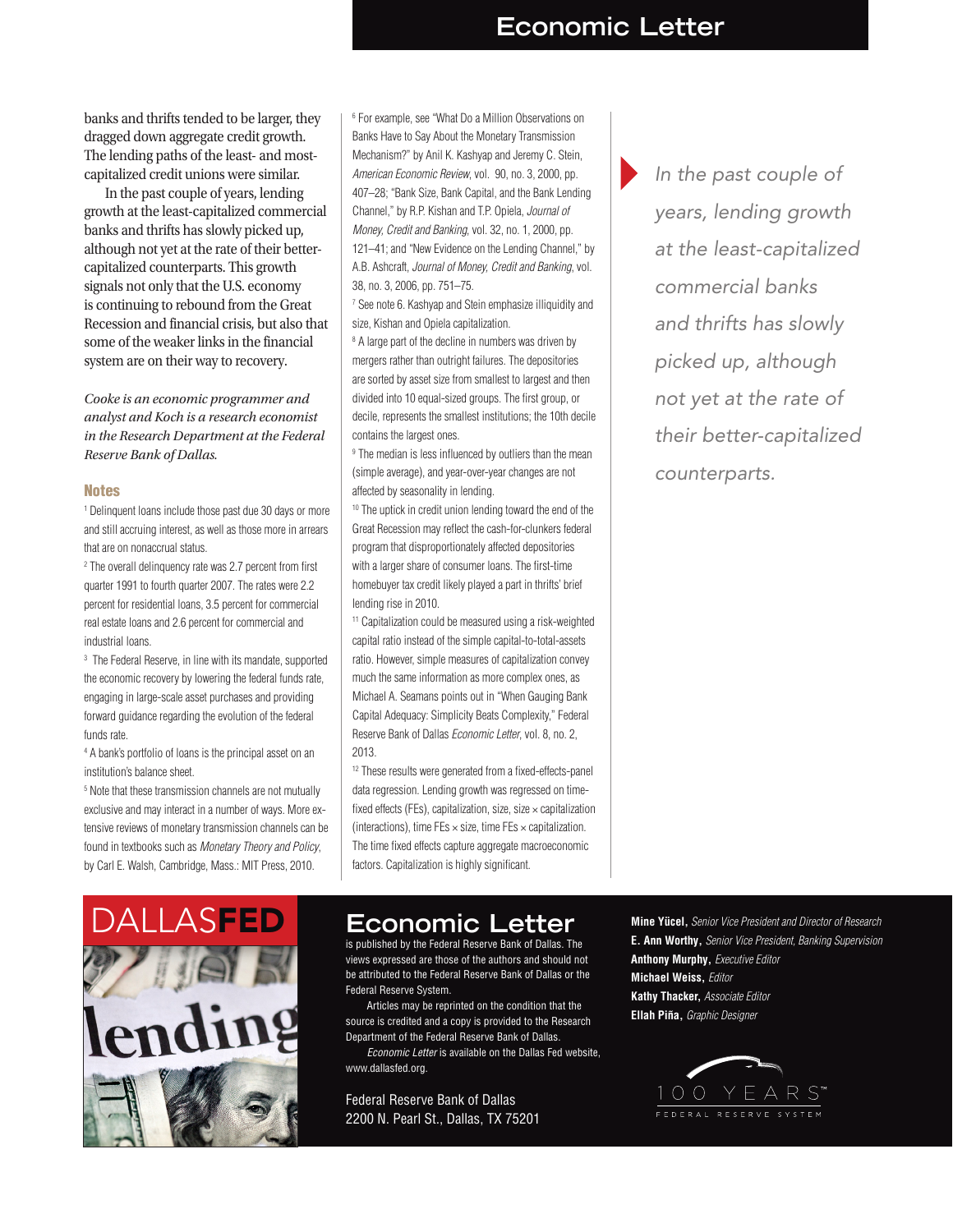banks and thrifts tended to be larger, they dragged down aggregate credit growth. The lending paths of the least- and most-capitalized credit unions were similar.

In the past couple of years, lending growth at the least-capitalized commercial banks and thrifts has slowly picked up, although not yet at the rate of their better-capitalized counterparts. This growth signals not only that the U.S. economy is continuing to rebound from the Great Recession and financial crisis, but also that some of the weaker links in the financial system are on their way to recovery.

*Cooke is an economic programmer and analyst and Koch is a research economist in the Research Department at the Federal Reserve Bank of Dallas.*

> *In the past couple of years, lending growth at the least-capitalized commercial banks and thrifts has slowly picked up, although not yet at the rate of their better-capitalized counterparts.*

## Notes

[1] Delinquent loans include those past due 30 days or more and still accruing interest, as well as those more in arrears that are on nonaccrual status.

[2] The overall delinquency rate was 2.7 percent from first quarter 1991 to fourth quarter 2007. The rates were 2.2 percent for residential loans, 3.5 percent for commercial real estate loans and 2.6 percent for commercial and industrial loans.

[3] The Federal Reserve, in line with its mandate, supported the economic recovery by lowering the federal funds rate, engaging in large-scale asset purchases and providing forward guidance regarding the evolution of the federal funds rate.

[4] A bank's portfolio of loans is the principal asset on an institution's balance sheet.

[5] Note that these transmission channels are not mutually exclusive and may interact in a number of ways. More extensive reviews of monetary transmission channels can be found in textbooks such as *Monetary Theory and Policy*, by Carl E. Walsh, Cambridge, Mass.: MIT Press, 2010.

[6] For example, see "What Do a Million Observations on Banks Have to Say About the Monetary Transmission Mechanism?" by Anil K. Kashyap and Jeremy C. Stein, *American Economic Review*, vol. 90, no. 3, 2000, pp. 407–28; "Bank Size, Bank Capital, and the Bank Lending Channel," by R.P. Kishan and T.P. Opiela, *Journal of Money, Credit and Banking*, vol. 32, no. 1, 2000, pp. 121–41; and "New Evidence on the Lending Channel," by A.B. Ashcraft, *Journal of Money, Credit and Banking*, vol. 38, no. 3, 2006, pp. 751–75.

[7] See note 6. Kashyap and Stein emphasize illiquidity and size, Kishan and Opiela capitalization.

[8] A large part of the decline in numbers was driven by mergers rather than outright failures. The depositories are sorted by asset size from smallest to largest and then divided into 10 equal-sized groups. The first group, or decile, represents the smallest institutions; the 10th decile contains the largest ones.

[9] The median is less influenced by outliers than the mean (simple average), and year-over-year changes are not affected by seasonality in lending.

[10] The uptick in credit union lending toward the end of the Great Recession may reflect the cash-for-clunkers federal program that disproportionately affected depositories with a larger share of consumer loans. The first-time homebuyer tax credit likely played a part in thrifts' brief lending rise in 2010.

[11] Capitalization could be measured using a risk-weighted capital ratio instead of the simple capital-to-total-assets ratio. However, simple measures of capitalization convey much the same information as more complex ones, as Michael A. Seamans points out in "When Gauging Bank Capital Adequacy: Simplicity Beats Complexity," Federal Reserve Bank of Dallas *Economic Letter*, vol. 8, no. 2, 2013.

[12] These results were generated from a fixed-effects-panel data regression. Lending growth was regressed on time-fixed effects (FEs), capitalization, size, size × capitalization (interactions), time FEs × size, time FEs × capitalization. The time fixed effects capture aggregate macroeconomic factors. Capitalization is highly significant.

DALLASFED

**Economic Letter** is published by the Federal Reserve Bank of Dallas. The views expressed are those of the authors and should not be attributed to the Federal Reserve Bank of Dallas or the Federal Reserve System.

Articles may be reprinted on the condition that the source is credited and a copy is provided to the Research Department of the Federal Reserve Bank of Dallas.

*Economic Letter* is available on the Dallas Fed website, www.dallasfed.org.

Federal Reserve Bank of Dallas
2200 N. Pearl St., Dallas, TX 75201

**Mine Yücel,** *Senior Vice President and Director of Research*
**E. Ann Worthy,** *Senior Vice President, Banking Supervision*
**Anthony Murphy,** *Executive Editor*
**Michael Weiss,** *Editor*
**Kathy Thacker,** *Associate Editor*
**Ellah Piña,** *Graphic Designer*

100 YEARS™
FEDERAL RESERVE SYSTEM